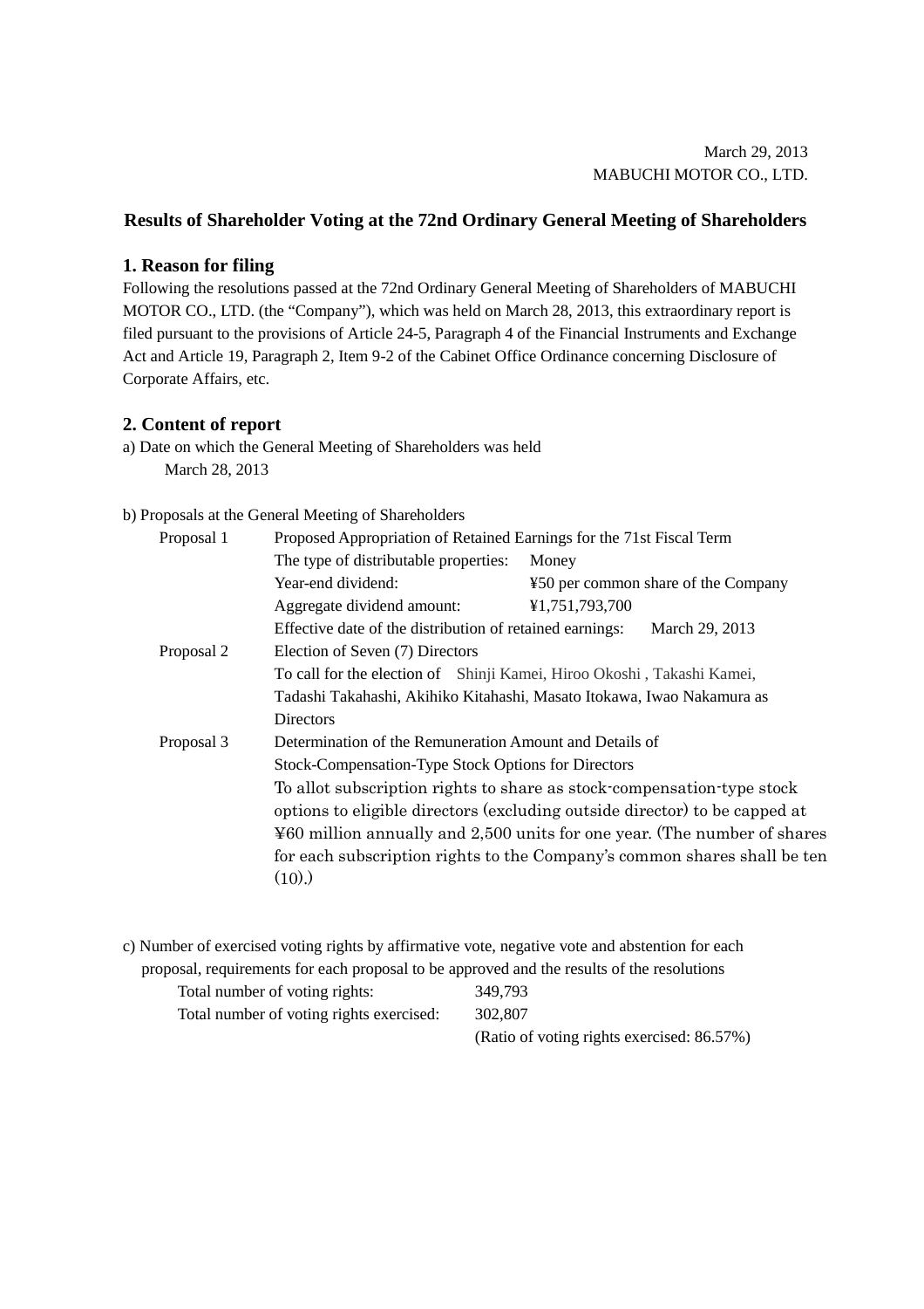March 29, 2013
MABUCHI MOTOR CO., LTD.

## Results of Shareholder Voting at the 72nd Ordinary General Meeting of Shareholders

### 1. Reason for filing

Following the resolutions passed at the 72nd Ordinary General Meeting of Shareholders of MABUCHI MOTOR CO., LTD. (the "Company"), which was held on March 28, 2013, this extraordinary report is filed pursuant to the provisions of Article 24-5, Paragraph 4 of the Financial Instruments and Exchange Act and Article 19, Paragraph 2, Item 9-2 of the Cabinet Office Ordinance concerning Disclosure of Corporate Affairs, etc.

### 2. Content of report

a) Date on which the General Meeting of Shareholders was held

March 28, 2013

b) Proposals at the General Meeting of Shareholders

Proposal 1 — Proposed Appropriation of Retained Earnings for the 71st Fiscal Term

- The type of distributable properties: Money
- Year-end dividend: ¥50 per common share of the Company
- Aggregate dividend amount: ¥1,751,793,700
- Effective date of the distribution of retained earnings: March 29, 2013

Proposal 2 — Election of Seven (7) Directors

To call for the election of Shinji Kamei, Hiroo Okoshi , Takashi Kamei, Tadashi Takahashi, Akihiko Kitahashi, Masato Itokawa, Iwao Nakamura as Directors

Proposal 3 — Determination of the Remuneration Amount and Details of Stock-Compensation-Type Stock Options for Directors

To allot subscription rights to share as stock-compensation-type stock options to eligible directors (excluding outside director) to be capped at ¥60 million annually and 2,500 units for one year. (The number of shares for each subscription rights to the Company's common shares shall be ten (10).)

c) Number of exercised voting rights by affirmative vote, negative vote and abstention for each proposal, requirements for each proposal to be approved and the results of the resolutions

Total number of voting rights: 349,793
Total number of voting rights exercised: 302,807
(Ratio of voting rights exercised: 86.57%)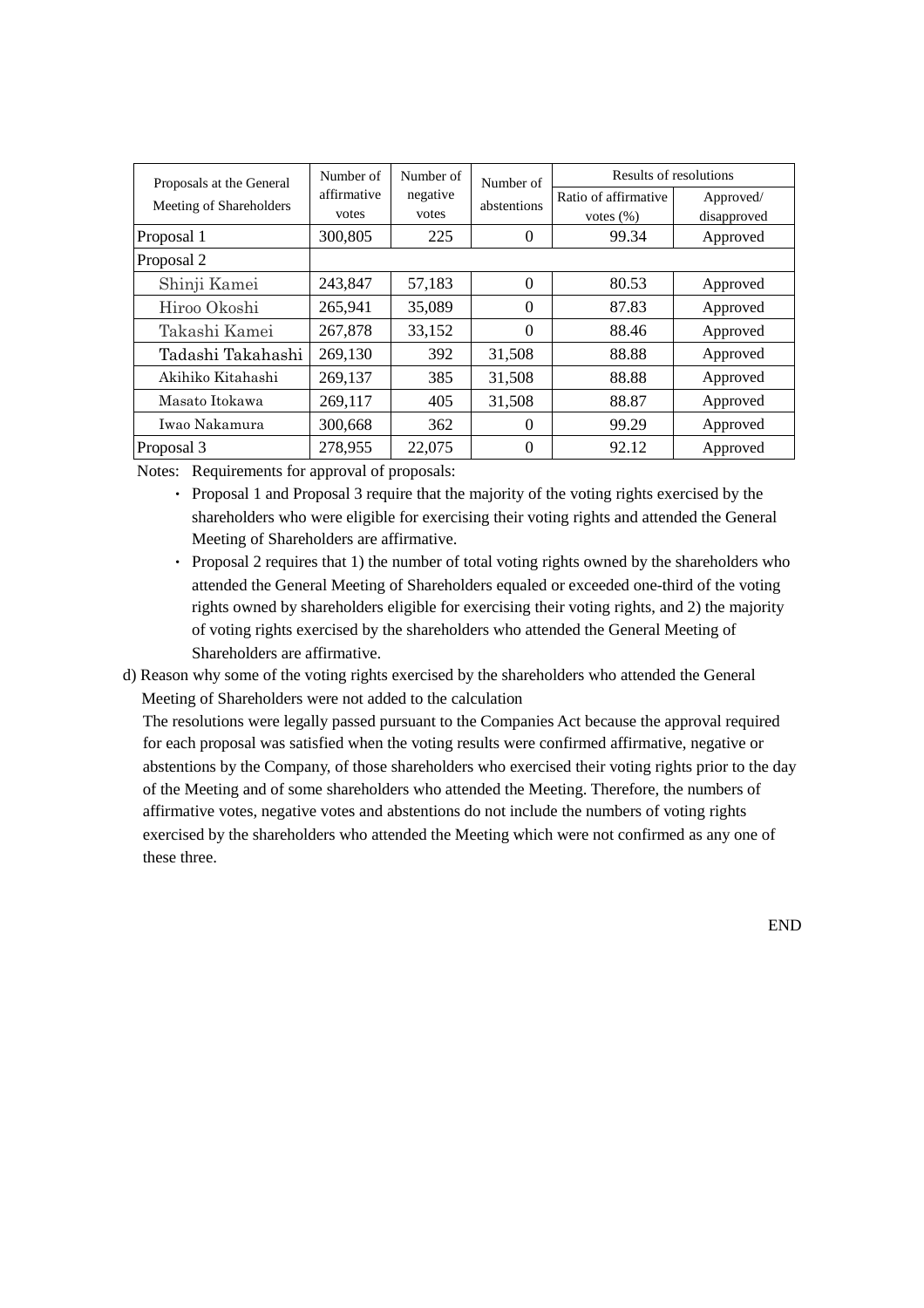| Proposals at the General Meeting of Shareholders | Number of affirmative votes | Number of negative votes | Number of abstentions | Results of resolutions | |
|---|---|---|---|---|---|
| | | | | Ratio of affirmative votes (%) | Approved/ disapproved |
| Proposal 1 | 300,805 | 225 | 0 | 99.34 | Approved |
| Proposal 2 | | | | | |
| Shinji Kamei | 243,847 | 57,183 | 0 | 80.53 | Approved |
| Hiroo Okoshi | 265,941 | 35,089 | 0 | 87.83 | Approved |
| Takashi Kamei | 267,878 | 33,152 | 0 | 88.46 | Approved |
| Tadashi Takahashi | 269,130 | 392 | 31,508 | 88.88 | Approved |
| Akihiko Kitahashi | 269,137 | 385 | 31,508 | 88.88 | Approved |
| Masato Itokawa | 269,117 | 405 | 31,508 | 88.87 | Approved |
| Iwao Nakamura | 300,668 | 362 | 0 | 99.29 | Approved |
| Proposal 3 | 278,955 | 22,075 | 0 | 92.12 | Approved |

Notes: Requirements for approval of proposals:

- Proposal 1 and Proposal 3 require that the majority of the voting rights exercised by the shareholders who were eligible for exercising their voting rights and attended the General Meeting of Shareholders are affirmative.
- Proposal 2 requires that 1) the number of total voting rights owned by the shareholders who attended the General Meeting of Shareholders equaled or exceeded one-third of the voting rights owned by shareholders eligible for exercising their voting rights, and 2) the majority of voting rights exercised by the shareholders who attended the General Meeting of Shareholders are affirmative.

d) Reason why some of the voting rights exercised by the shareholders who attended the General Meeting of Shareholders were not added to the calculation

The resolutions were legally passed pursuant to the Companies Act because the approval required for each proposal was satisfied when the voting results were confirmed affirmative, negative or abstentions by the Company, of those shareholders who exercised their voting rights prior to the day of the Meeting and of some shareholders who attended the Meeting. Therefore, the numbers of affirmative votes, negative votes and abstentions do not include the numbers of voting rights exercised by the shareholders who attended the Meeting which were not confirmed as any one of these three.

END